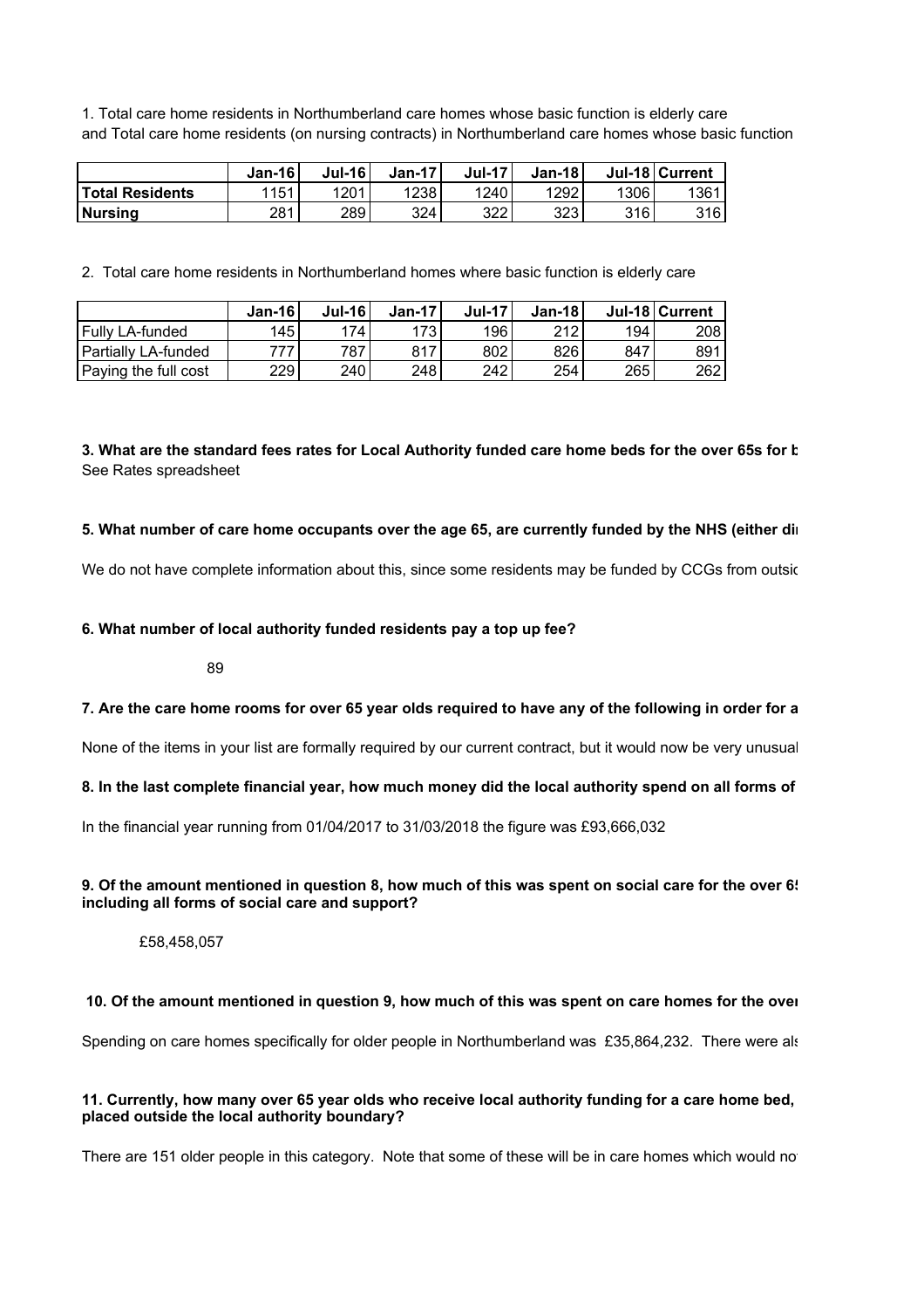1. Total care home residents in Northumberland care homes whose basic function is elderly care
and Total care home residents (on nursing contracts) in Northumberland care homes whose basic function

| | Jan-16 | Jul-16 | Jan-17 | Jul-17 | Jan-18 | Jul-18 | Current |
|---|---|---|---|---|---|---|---|
| **Total Residents** | 1151 | 1201 | 1238 | 1240 | 1292 | 1306 | 1361 |
| **Nursing** | 281 | 289 | 324 | 322 | 323 | 316 | 316 |

2. Total care home residents in Northumberland homes where basic function is elderly care

| | Jan-16 | Jul-16 | Jan-17 | Jul-17 | Jan-18 | Jul-18 | Current |
|---|---|---|---|---|---|---|---|
| Fully LA-funded | 145 | 174 | 173 | 196 | 212 | 194 | 208 |
| Partially LA-funded | 777 | 787 | 817 | 802 | 826 | 847 | 891 |
| Paying the full cost | 229 | 240 | 248 | 242 | 254 | 265 | 262 |

**3. What are the standard fees rates for Local Authority funded care home beds for the over 65s for b**

See Rates spreadsheet

**5. What number of care home occupants over the age 65, are currently funded by the NHS (either di**

We do not have complete information about this, since some residents may be funded by CCGs from outsid

**6. What number of local authority funded residents pay a top up fee?**

89

**7. Are the care home rooms for over 65 year olds required to have any of the following in order for a**

None of the items in your list are formally required by our current contract, but it would now be very unusual

**8. In the last complete financial year, how much money did the local authority spend on all forms of**

In the financial year running from 01/04/2017 to 31/03/2018 the figure was £93,666,032

**9. Of the amount mentioned in question 8, how much of this was spent on social care for the over 6 including all forms of social care and support?**

£58,458,057

**10. Of the amount mentioned in question 9, how much of this was spent on care homes for the over**

Spending on care homes specifically for older people in Northumberland was £35,864,232. There were als

**11. Currently, how many over 65 year olds who receive local authority funding for a care home bed, placed outside the local authority boundary?**

There are 151 older people in this category. Note that some of these will be in care homes which would no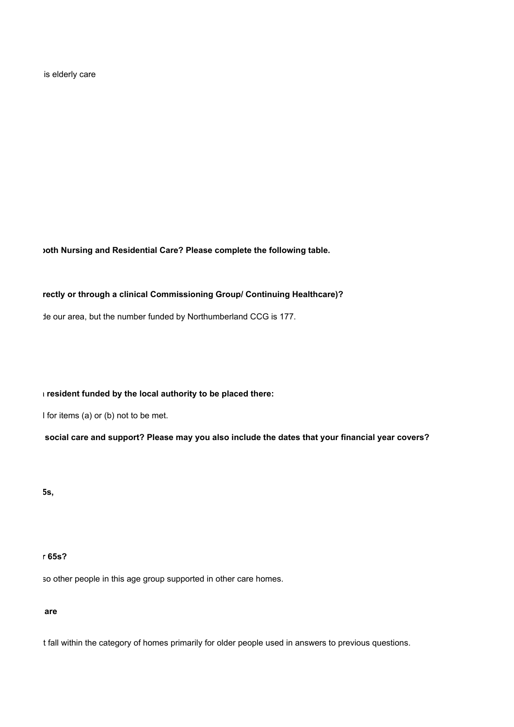is elderly care

**oth Nursing and Residential Care? Please complete the following table.**

**rectly or through a clinical Commissioning Group/ Continuing Healthcare)?**

de our area, but the number funded by Northumberland CCG is 177.

**resident funded by the local authority to be placed there:**

l for items (a) or (b) not to be met.

**social care and support? Please may you also include the dates that your financial year covers?**

**5s,**

**r 65s?**

so other people in this age group supported in other care homes.

**are**

t fall within the category of homes primarily for older people used in answers to previous questions.